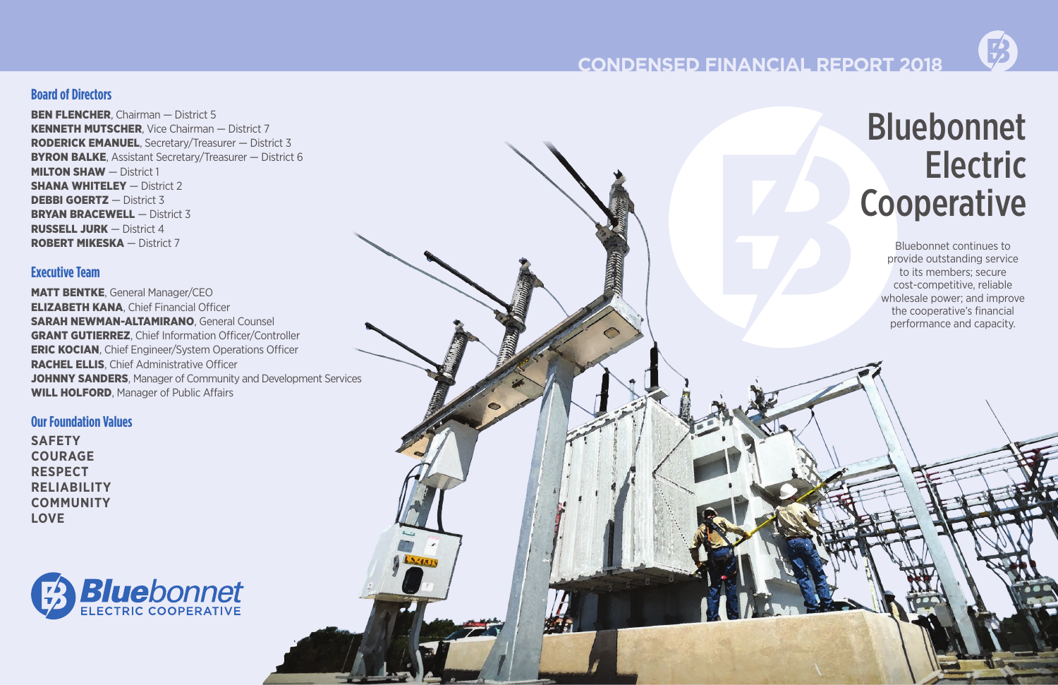# CONDENSED FINANCIAL REPORT 2018

# Bluebonnet Electric Cooperative

Bluebonnet continues to provide outstanding service to its members; secure cost-competitive, reliable wholesale power; and improve the cooperative's financial performance and capacity.

## Board of Directors

**BEN FLENCHER**, Chairman — District 5
**KENNETH MUTSCHER**, Vice Chairman — District 7
**RODERICK EMANUEL**, Secretary/Treasurer — District 3
**BYRON BALKE**, Assistant Secretary/Treasurer — District 6
**MILTON SHAW** — District 1
**SHANA WHITELEY** — District 2
**DEBBI GOERTZ** — District 3
**BRYAN BRACEWELL** — District 3
**RUSSELL JURK** — District 4
**ROBERT MIKESKA** — District 7

## Executive Team

**MATT BENTKE**, General Manager/CEO
**ELIZABETH KANA**, Chief Financial Officer
**SARAH NEWMAN-ALTAMIRANO**, General Counsel
**GRANT GUTIERREZ**, Chief Information Officer/Controller
**ERIC KOCIAN**, Chief Engineer/System Operations Officer
**RACHEL ELLIS**, Chief Administrative Officer
**JOHNNY SANDERS**, Manager of Community and Development Services
**WILL HOLFORD**, Manager of Public Affairs

## Our Foundation Values

**SAFETY**
**COURAGE**
**RESPECT**
**RELIABILITY**
**COMMUNITY**
**LOVE**

**Blue**bonnet
ELECTRIC COOPERATIVE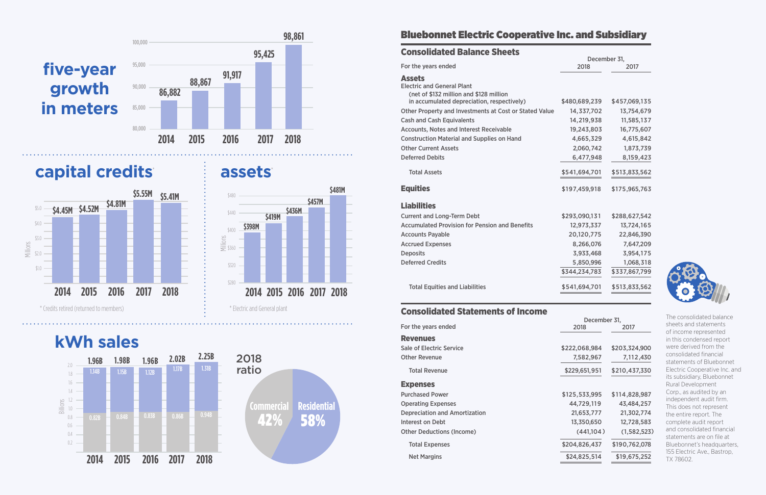## five-year growth in meters

100,000
95,000
90,000
85,000
80,000

86,882
88,867
91,917
95,425
98,861

2014 2015 2016 2017 2018

## capital credits*

$5.0
$4.0
$3.0
$2.0
$1.0

Millions

$4.45M $4.52M $4.81M $5.55M $5.41M

2014 2015 2016 2017 2018

* Credits retired (returned to members)

## assets*

$480
$440
$400
$360
$320
$280

Millions

$398M $419M $436M $457M $481M

2014 2015 2016 2017 2018

* Electric and General plant

## kWh sales

2.0
1.8
1.6
1.4
1.2
1.0
0.8
0.6
0.4
0.2

Billions

1.96B 1.98B 1.96B 2.02B 2.25B

1.14B 1.15B 1.12B 1.17B 1.31B

0.82B 0.84B 0.83B 0.86B 0.94B

2014 2015 2016 2017 2018

2018 ratio

Commercial 42%

Residential 58%

# Bluebonnet Electric Cooperative Inc. and Subsidiary

## Consolidated Balance Sheets

| For the years ended | December 31, 2018 | 2017 |
|---|---|---|
| **Assets** | | |
| Electric and General Plant (net of $132 million and $128 million in accumulated depreciation, respectively) | $480,689,239 | $457,069,135 |
| Other Property and Investments at Cost or Stated Value | 14,337,702 | 13,754,679 |
| Cash and Cash Equivalents | 14,219,938 | 11,585,137 |
| Accounts, Notes and Interest Receivable | 19,243,803 | 16,775,607 |
| Construction Material and Supplies on Hand | 4,665,329 | 4,615,842 |
| Other Current Assets | 2,060,742 | 1,873,739 |
| Deferred Debits | 6,477,948 | 8,159,423 |
| Total Assets | $541,694,701 | $513,833,562 |
| **Equities** | $197,459,918 | $175,965,763 |
| **Liabilities** | | |
| Current and Long-Term Debt | $293,090,131 | $288,627,542 |
| Accumulated Provision for Pension and Benefits | 12,973,337 | 13,724,165 |
| Accounts Payable | 20,120,775 | 22,846,390 |
| Accrued Expenses | 8,266,076 | 7,647,209 |
| Deposits | 3,933,468 | 3,954,175 |
| Deferred Credits | 5,850,996 | 1,068,318 |
| | $344,234,783 | $337,867,799 |
| Total Equities and Liabilities | $541,694,701 | $513,833,562 |

## Consolidated Statements of Income

| For the years ended | December 31, 2018 | 2017 |
|---|---|---|
| **Revenues** | | |
| Sale of Electric Service | $222,068,984 | $203,324,900 |
| Other Revenue | 7,582,967 | 7,112,430 |
| Total Revenue | $229,651,951 | $210,437,330 |
| **Expenses** | | |
| Purchased Power | $125,533,995 | $114,828,987 |
| Operating Expenses | 44,729,119 | 43,484,257 |
| Depreciation and Amortization | 21,653,777 | 21,302,774 |
| Interest on Debt | 13,350,650 | 12,728,583 |
| Other Deductions (Income) | (441,104) | (1,582,523) |
| Total Expenses | $204,826,437 | $190,762,078 |
| Net Margins | $24,825,514 | $19,675,252 |

The consolidated balance sheets and statements of income represented in this condensed report were derived from the consolidated financial statements of Bluebonnet Electric Cooperative Inc. and its subsidiary, Bluebonnet Rural Development Corp., as audited by an independent audit firm. This does not represent the entire report. The complete audit report and consolidated financial statements are on file at Bluebonnet's headquarters, 155 Electric Ave., Bastrop, TX 78602.